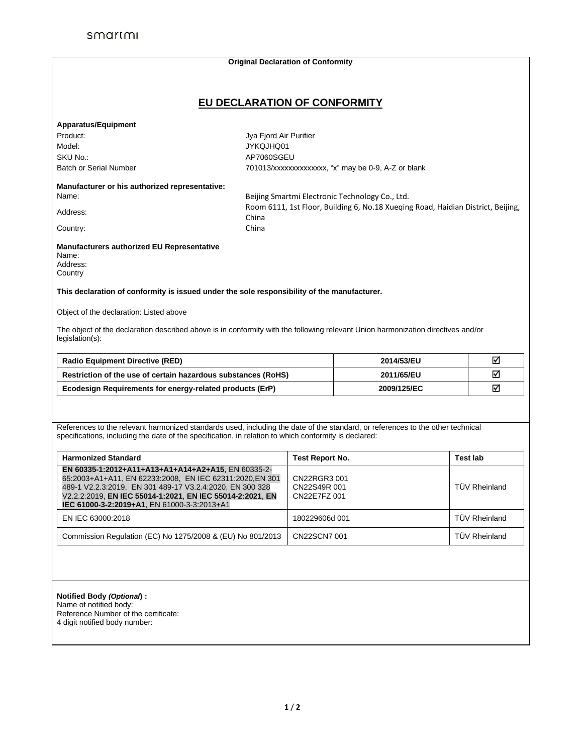smartmi

**Original Declaration of Conformity**

# EU DECLARATION OF CONFORMITY

**Apparatus/Equipment**

Product: Jya Fjord Air Purifier
Model: JYKQJHQ01
SKU No.: AP7060SGEU
Batch or Serial Number 701013/xxxxxxxxxxxxxx, "x" may be 0-9, A-Z or blank

**Manufacturer or his authorized representative:**

Name: Beijing Smartmi Electronic Technology Co., Ltd.
Address: Room 6111, 1st Floor, Building 6, No.18 Xueqing Road, Haidian District, Beijing, China
Country: China

**Manufacturers authorized EU Representative**

Name:
Address:
Country

**This declaration of conformity is issued under the sole responsibility of the manufacturer.**

Object of the declaration: Listed above

The object of the declaration described above is in conformity with the following relevant Union harmonization directives and/or legislation(s):

| | | |
|---|---|---|
| **Radio Equipment Directive (RED)** | **2014/53/EU** | ☑ |
| **Restriction of the use of certain hazardous substances (RoHS)** | **2011/65/EU** | ☑ |
| **Ecodesign Requirements for energy-related products (ErP)** | **2009/125/EC** | ☑ |

References to the relevant harmonized standards used, including the date of the standard, or references to the other technical specifications, including the date of the specification, in relation to which conformity is declared:

| Harmonized Standard | Test Report No. | Test lab |
|---|---|---|
| **EN 60335-1:2012+A11+A13+A1+A14+A2+A15**, EN 60335-2-65:2003+A1+A11, EN 62233:2008, EN IEC 62311:2020,EN 301 489-1 V2.2.3:2019, EN 301 489-17 V3.2.4:2020, EN 300 328 V2.2.2:2019, **EN IEC 55014-1:2021**, **EN IEC 55014-2:2021**, **EN IEC 61000-3-2:2019+A1**, EN 61000-3-3:2013+A1 | CN22RGR3 001<br>CN22S49R 001<br>CN22E7FZ 001 | TÜV Rheinland |
| EN IEC 63000:2018 | 180229606d 001 | TÜV Rheinland |
| Commission Regulation (EC) No 1275/2008 & (EU) No 801/2013 | CN22SCN7 001 | TÜV Rheinland |

**Notified Body *(Optional*) :**
Name of notified body:
Reference Number of the certificate:
4 digit notified body number: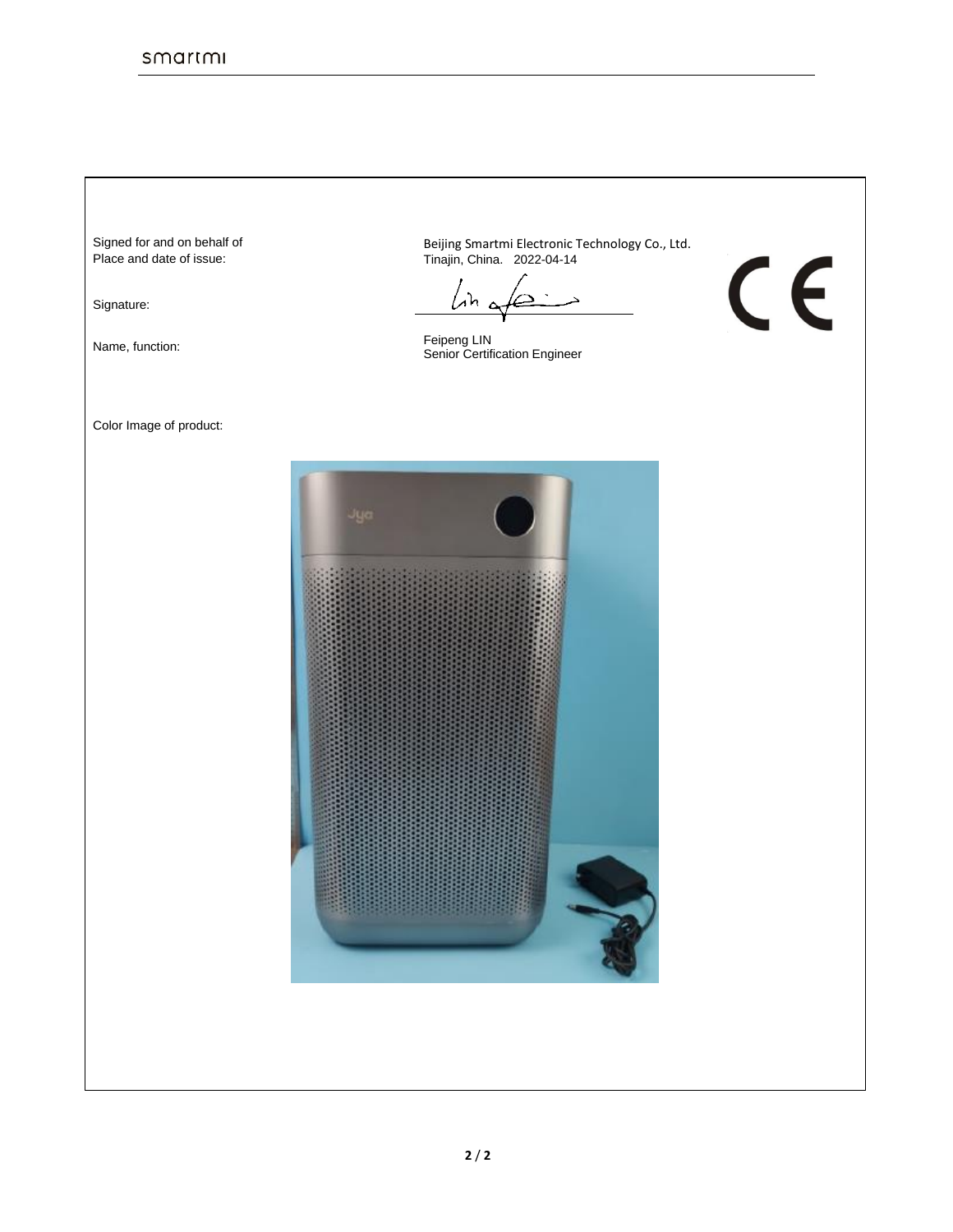| | |
|---|---|
| Signed for and on behalf of | Beijing Smartmi Electronic Technology Co., Ltd. |
| Place and date of issue: | Tinajin, China. 2022-04-14 |
| Signature: | |
| Name, function: | Feipeng LIN<br>Senior Certification Engineer |

Color Image of product: